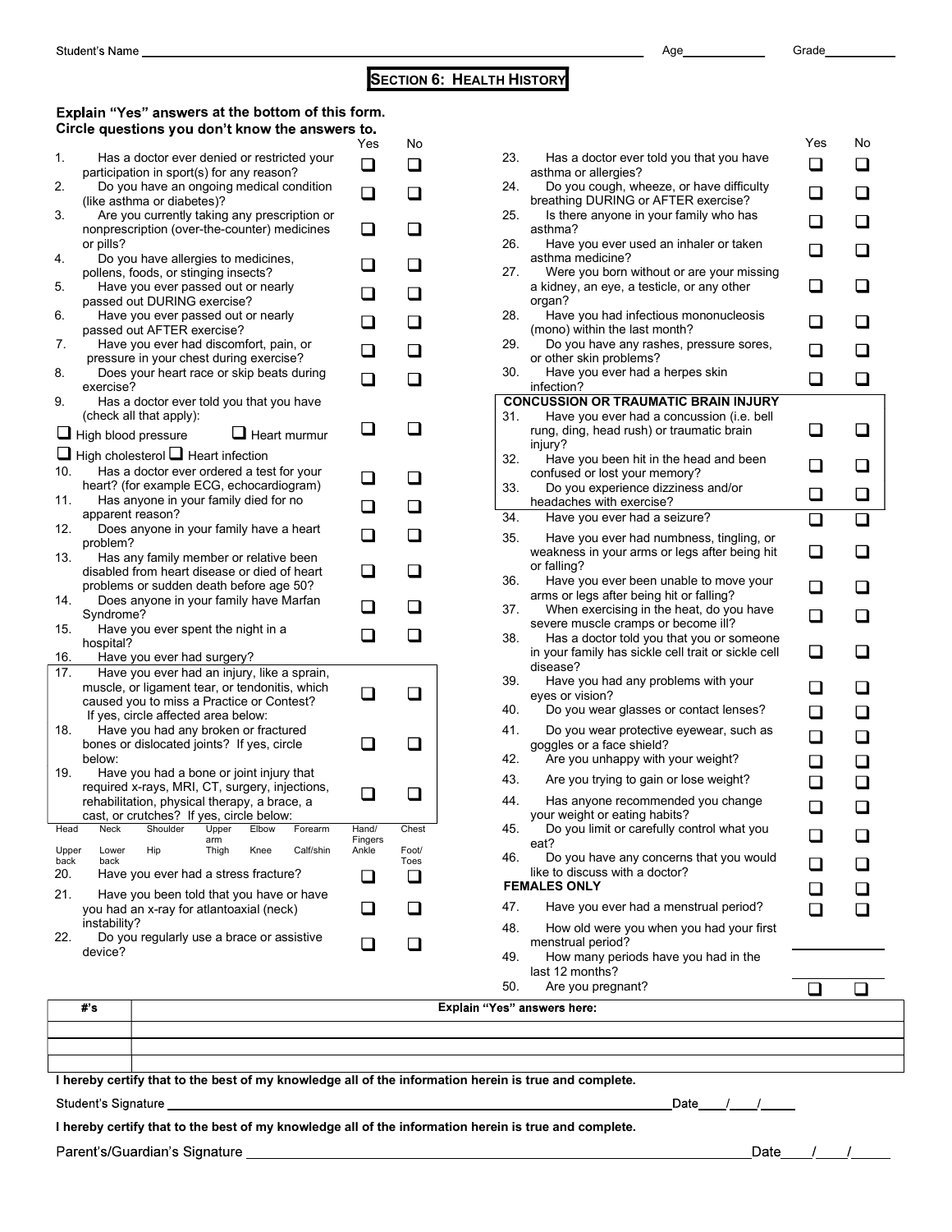Student's Name ______________________ Age __________ Grade __________

## SECTION 6: HEALTH HISTORY

**Explain "Yes" answers at the bottom of this form.**
**Circle questions you don't know the answers to.**

| # | Question | Yes | No |
|---|---|---|---|
| 1. | Has a doctor ever denied or restricted your participation in sport(s) for any reason? | ☐ | ☐ |
| 2. | Do you have an ongoing medical condition (like asthma or diabetes)? | ☐ | ☐ |
| 3. | Are you currently taking any prescription or nonprescription (over-the-counter) medicines or pills? | ☐ | ☐ |
| 4. | Do you have allergies to medicines, pollens, foods, or stinging insects? | ☐ | ☐ |
| 5. | Have you ever passed out or nearly passed out DURING exercise? | ☐ | ☐ |
| 6. | Have you ever passed out or nearly passed out AFTER exercise? | ☐ | ☐ |
| 7. | Have you ever had discomfort, pain, or pressure in your chest during exercise? | ☐ | ☐ |
| 8. | Does your heart race or skip beats during exercise? | ☐ | ☐ |
| 9. | Has a doctor ever told you that you have (check all that apply): ☐ High blood pressure ☐ Heart murmur ☐ High cholesterol ☐ Heart infection | ☐ | ☐ |
| 10. | Has a doctor ever ordered a test for your heart? (for example ECG, echocardiogram) | ☐ | ☐ |
| 11. | Has anyone in your family died for no apparent reason? | ☐ | ☐ |
| 12. | Does anyone in your family have a heart problem? | ☐ | ☐ |
| 13. | Has any family member or relative been disabled from heart disease or died of heart problems or sudden death before age 50? | ☐ | ☐ |
| 14. | Does anyone in your family have Marfan Syndrome? | ☐ | ☐ |
| 15. | Have you ever spent the night in a hospital? | ☐ | ☐ |
| 16. | Have you ever had surgery? | | |
| 17. | Have you ever had an injury, like a sprain, muscle, or ligament tear, or tendonitis, which caused you to miss a Practice or Contest? If yes, circle affected area below: | ☐ | ☐ |
| 18. | Have you had any broken or fractured bones or dislocated joints? If yes, circle below: | ☐ | ☐ |
| 19. | Have you had a bone or joint injury that required x-rays, MRI, CT, surgery, injections, rehabilitation, physical therapy, a brace, a cast, or crutches? If yes, circle below: | ☐ | ☐ |

| Head | Neck | Shoulder | Upper arm | Elbow | Forearm | Hand/ Fingers | Chest |
|---|---|---|---|---|---|---|---|
| Upper back | Lower back | Hip | Thigh | Knee | Calf/shin | Ankle | Foot/ Toes |

| # | Question | Yes | No |
|---|---|---|---|
| 20. | Have you ever had a stress fracture? | ☐ | ☐ |
| 21. | Have you been told that you have or have you had an x-ray for atlantoaxial (neck) instability? | ☐ | ☐ |
| 22. | Do you regularly use a brace or assistive device? | ☐ | ☐ |
| 23. | Has a doctor ever told you that you have asthma or allergies? | ☐ | ☐ |
| 24. | Do you cough, wheeze, or have difficulty breathing DURING or AFTER exercise? | ☐ | ☐ |
| 25. | Is there anyone in your family who has asthma? | ☐ | ☐ |
| 26. | Have you ever used an inhaler or taken asthma medicine? | ☐ | ☐ |
| 27. | Were you born without or are your missing a kidney, an eye, a testicle, or any other organ? | ☐ | ☐ |
| 28. | Have you had infectious mononucleosis (mono) within the last month? | ☐ | ☐ |
| 29. | Do you have any rashes, pressure sores, or other skin problems? | ☐ | ☐ |
| 30. | Have you ever had a herpes skin infection? | ☐ | ☐ |
| | **CONCUSSION OR TRAUMATIC BRAIN INJURY** | | |
| 31. | Have you ever had a concussion (i.e. bell rung, ding, head rush) or traumatic brain injury? | ☐ | ☐ |
| 32. | Have you been hit in the head and been confused or lost your memory? | ☐ | ☐ |
| 33. | Do you experience dizziness and/or headaches with exercise? | ☐ | ☐ |
| 34. | Have you ever had a seizure? | ☐ | ☐ |
| 35. | Have you ever had numbness, tingling, or weakness in your arms or legs after being hit or falling? | ☐ | ☐ |
| 36. | Have you ever been unable to move your arms or legs after being hit or falling? | ☐ | ☐ |
| 37. | When exercising in the heat, do you have severe muscle cramps or become ill? | ☐ | ☐ |
| 38. | Has a doctor told you that you or someone in your family has sickle cell trait or sickle cell disease? | ☐ | ☐ |
| 39. | Have you had any problems with your eyes or vision? | ☐ | ☐ |
| 40. | Do you wear glasses or contact lenses? | ☐ | ☐ |
| 41. | Do you wear protective eyewear, such as goggles or a face shield? | ☐ | ☐ |
| 42. | Are you unhappy with your weight? | ☐ | ☐ |
| 43. | Are you trying to gain or lose weight? | ☐ | ☐ |
| 44. | Has anyone recommended you change your weight or eating habits? | ☐ | ☐ |
| 45. | Do you limit or carefully control what you eat? | ☐ | ☐ |
| 46. | Do you have any concerns that you would like to discuss with a doctor? | ☐ | ☐ |
| | **FEMALES ONLY** | ☐ | ☐ |
| 47. | Have you ever had a menstrual period? | ☐ | ☐ |
| 48. | How old were you when you had your first menstrual period? | ________ | |
| 49. | How many periods have you had in the last 12 months? | ________ | |
| 50. | Are you pregnant? | ☐ | ☐ |

| #'s | Explain "Yes" answers here: |
|---|---|
| | |
| | |
| | |

**I hereby certify that to the best of my knowledge all of the information herein is true and complete.**

Student's Signature ______________________ Date ___/___/____

**I hereby certify that to the best of my knowledge all of the information herein is true and complete.**

Parent's/Guardian's Signature ______________________ Date ___/___/____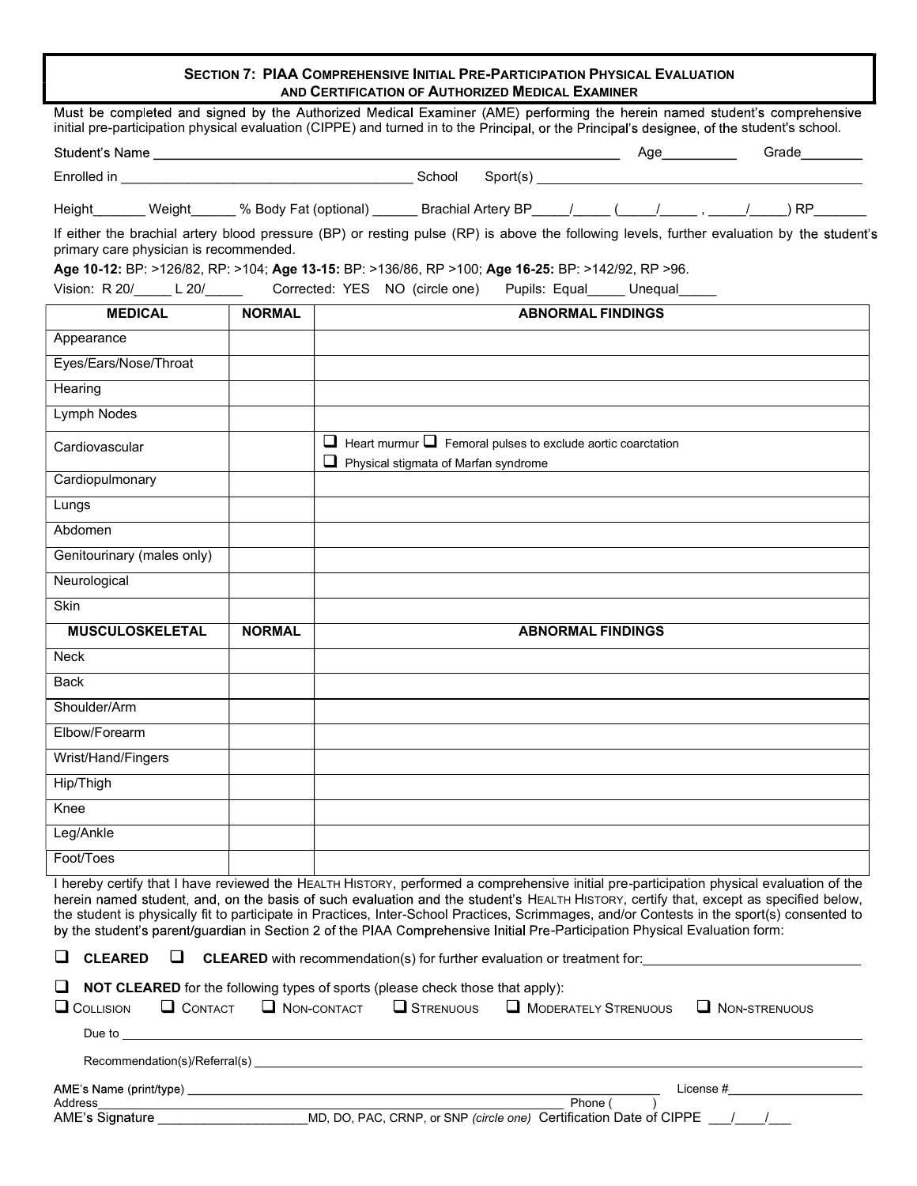## SECTION 7: PIAA COMPREHENSIVE INITIAL PRE-PARTICIPATION PHYSICAL EVALUATION AND CERTIFICATION OF AUTHORIZED MEDICAL EXAMINER

Must be completed and signed by the Authorized Medical Examiner (AME) performing the herein named student's comprehensive initial pre-participation physical evaluation (CIPPE) and turned in to the Principal, or the Principal's designee, of the student's school.

Student's Name ______________________________ Age__________ Grade________

Enrolled in ______________________________ School Sport(s) ______________________________

Height_______ Weight______ % Body Fat (optional) ______ Brachial Artery BP_____/_____ (_____/_____ , _____/_____) RP_______

If either the brachial artery blood pressure (BP) or resting pulse (RP) is above the following levels, further evaluation by the student's primary care physician is recommended.

**Age 10-12:** BP: >126/82, RP: >104; **Age 13-15:** BP: >136/86, RP >100; **Age 16-25:** BP: >142/92, RP >96.

Vision: R 20/_____ L 20/_____ Corrected: YES NO (circle one) Pupils: Equal_____ Unequal_____

| MEDICAL | NORMAL | ABNORMAL FINDINGS |
|---|---|---|
| Appearance | | |
| Eyes/Ears/Nose/Throat | | |
| Hearing | | |
| Lymph Nodes | | |
| Cardiovascular | | ❑ Heart murmur ❑ Femoral pulses to exclude aortic coarctation ❑ Physical stigmata of Marfan syndrome |
| Cardiopulmonary | | |
| Lungs | | |
| Abdomen | | |
| Genitourinary (males only) | | |
| Neurological | | |
| Skin | | |
| **MUSCULOSKELETAL** | **NORMAL** | **ABNORMAL FINDINGS** |
| Neck | | |
| Back | | |
| Shoulder/Arm | | |
| Elbow/Forearm | | |
| Wrist/Hand/Fingers | | |
| Hip/Thigh | | |
| Knee | | |
| Leg/Ankle | | |
| Foot/Toes | | |

I hereby certify that I have reviewed the HEALTH HISTORY, performed a comprehensive initial pre-participation physical evaluation of the herein named student, and, on the basis of such evaluation and the student's HEALTH HISTORY, certify that, except as specified below, the student is physically fit to participate in Practices, Inter-School Practices, Scrimmages, and/or Contests in the sport(s) consented to by the student's parent/guardian in Section 2 of the PIAA Comprehensive Initial Pre-Participation Physical Evaluation form:

❑ **CLEARED** ❑ **CLEARED** with recommendation(s) for further evaluation or treatment for:______________________________

❑ **NOT CLEARED** for the following types of sports (please check those that apply):

❑ COLLISION ❑ CONTACT ❑ NON-CONTACT ❑ STRENUOUS ❑ MODERATELY STRENUOUS ❑ NON-STRENUOUS

Due to ______________________________

Recommendation(s)/Referral(s) ______________________________

AME's Name (print/type) ______________________________ License #____________________

Address______________________________ Phone ( )

AME's Signature ____________________MD, DO, PAC, CRNP, or SNP *(circle one)* Certification Date of CIPPE ___/___/___